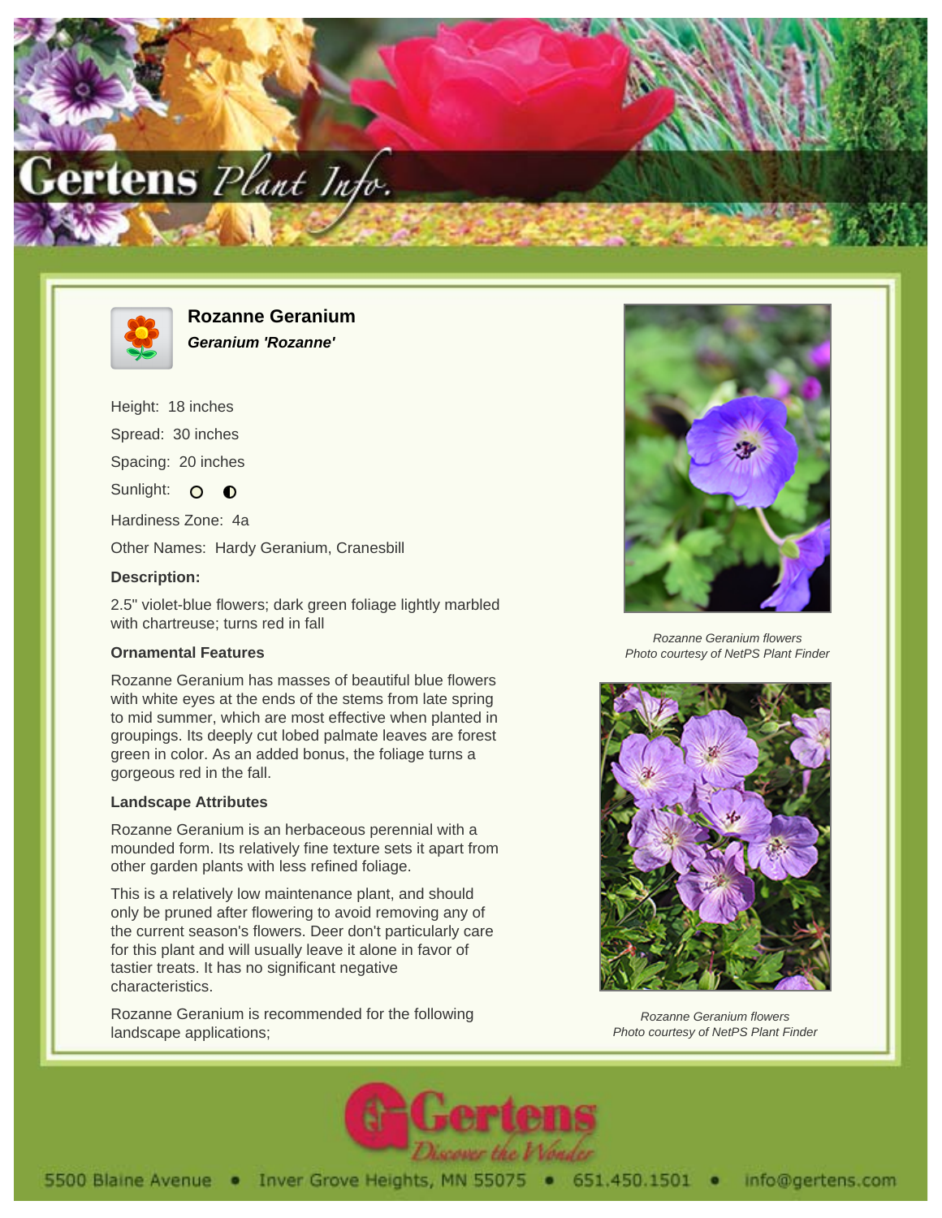# Rozanne Geranium

***Geranium 'Rozanne'***

Height: 18 inches

Spread: 30 inches

Spacing: 20 inches

Sunlight: ○ ◐

Hardiness Zone: 4a

Other Names: Hardy Geranium, Cranesbill

**Description:**

2.5" violet-blue flowers; dark green foliage lightly marbled with chartreuse; turns red in fall

### Ornamental Features

Rozanne Geranium has masses of beautiful blue flowers with white eyes at the ends of the stems from late spring to mid summer, which are most effective when planted in groupings. Its deeply cut lobed palmate leaves are forest green in color. As an added bonus, the foliage turns a gorgeous red in the fall.

### Landscape Attributes

Rozanne Geranium is an herbaceous perennial with a mounded form. Its relatively fine texture sets it apart from other garden plants with less refined foliage.

This is a relatively low maintenance plant, and should only be pruned after flowering to avoid removing any of the current season's flowers. Deer don't particularly care for this plant and will usually leave it alone in favor of tastier treats. It has no significant negative characteristics.

Rozanne Geranium is recommended for the following landscape applications;

*Rozanne Geranium flowers*
*Photo courtesy of NetPS Plant Finder*

*Rozanne Geranium flowers*
*Photo courtesy of NetPS Plant Finder*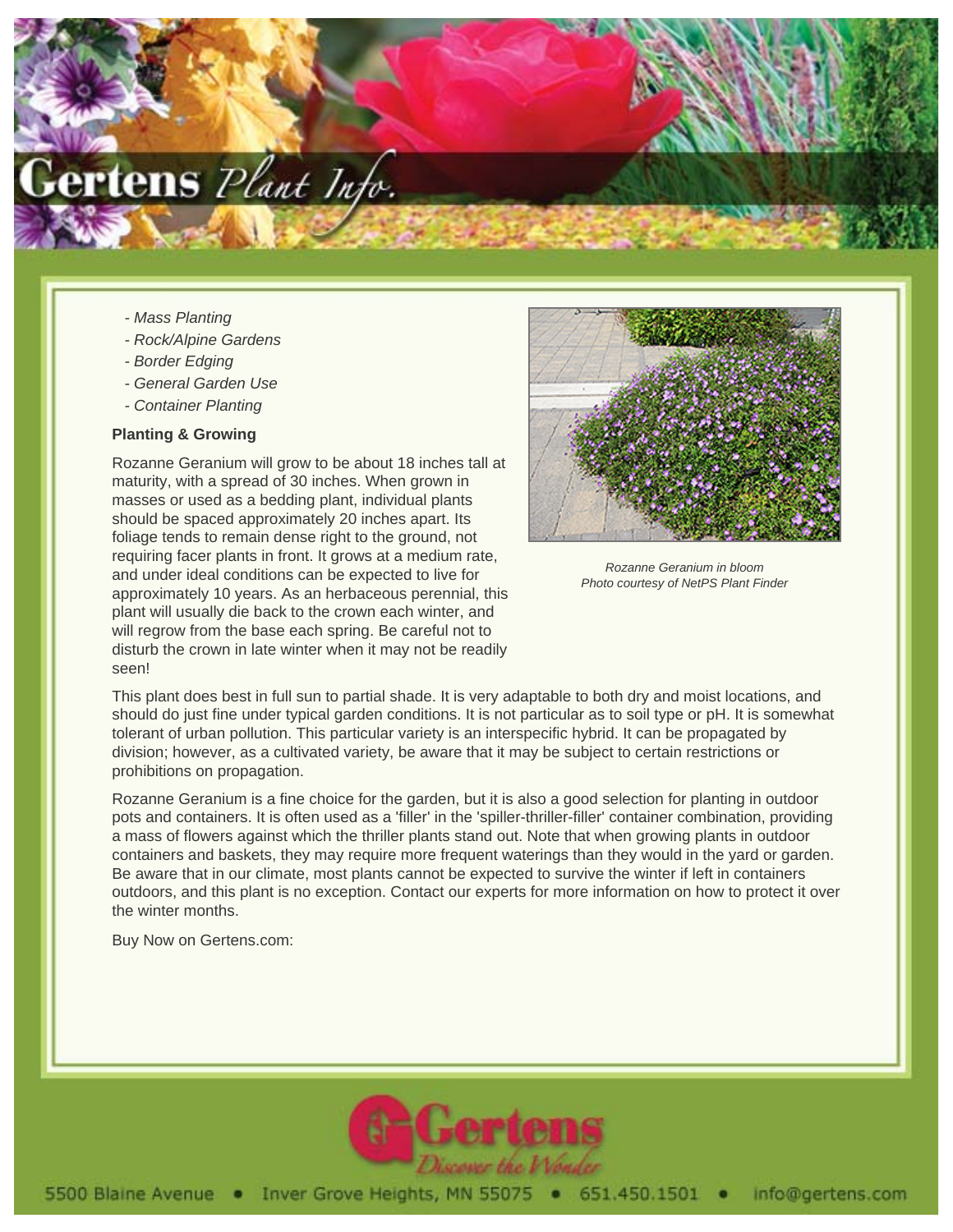- *Mass Planting*
- *Rock/Alpine Gardens*
- *Border Edging*
- *General Garden Use*
- *Container Planting*

**Planting & Growing**

Rozanne Geranium will grow to be about 18 inches tall at maturity, with a spread of 30 inches. When grown in masses or used as a bedding plant, individual plants should be spaced approximately 20 inches apart. Its foliage tends to remain dense right to the ground, not requiring facer plants in front. It grows at a medium rate, and under ideal conditions can be expected to live for approximately 10 years. As an herbaceous perennial, this plant will usually die back to the crown each winter, and will regrow from the base each spring. Be careful not to disturb the crown in late winter when it may not be readily seen!

*Rozanne Geranium in bloom*
*Photo courtesy of NetPS Plant Finder*

This plant does best in full sun to partial shade. It is very adaptable to both dry and moist locations, and should do just fine under typical garden conditions. It is not particular as to soil type or pH. It is somewhat tolerant of urban pollution. This particular variety is an interspecific hybrid. It can be propagated by division; however, as a cultivated variety, be aware that it may be subject to certain restrictions or prohibitions on propagation.

Rozanne Geranium is a fine choice for the garden, but it is also a good selection for planting in outdoor pots and containers. It is often used as a 'filler' in the 'spiller-thriller-filler' container combination, providing a mass of flowers against which the thriller plants stand out. Note that when growing plants in outdoor containers and baskets, they may require more frequent waterings than they would in the yard or garden. Be aware that in our climate, most plants cannot be expected to survive the winter if left in containers outdoors, and this plant is no exception. Contact our experts for more information on how to protect it over the winter months.

Buy Now on Gertens.com: